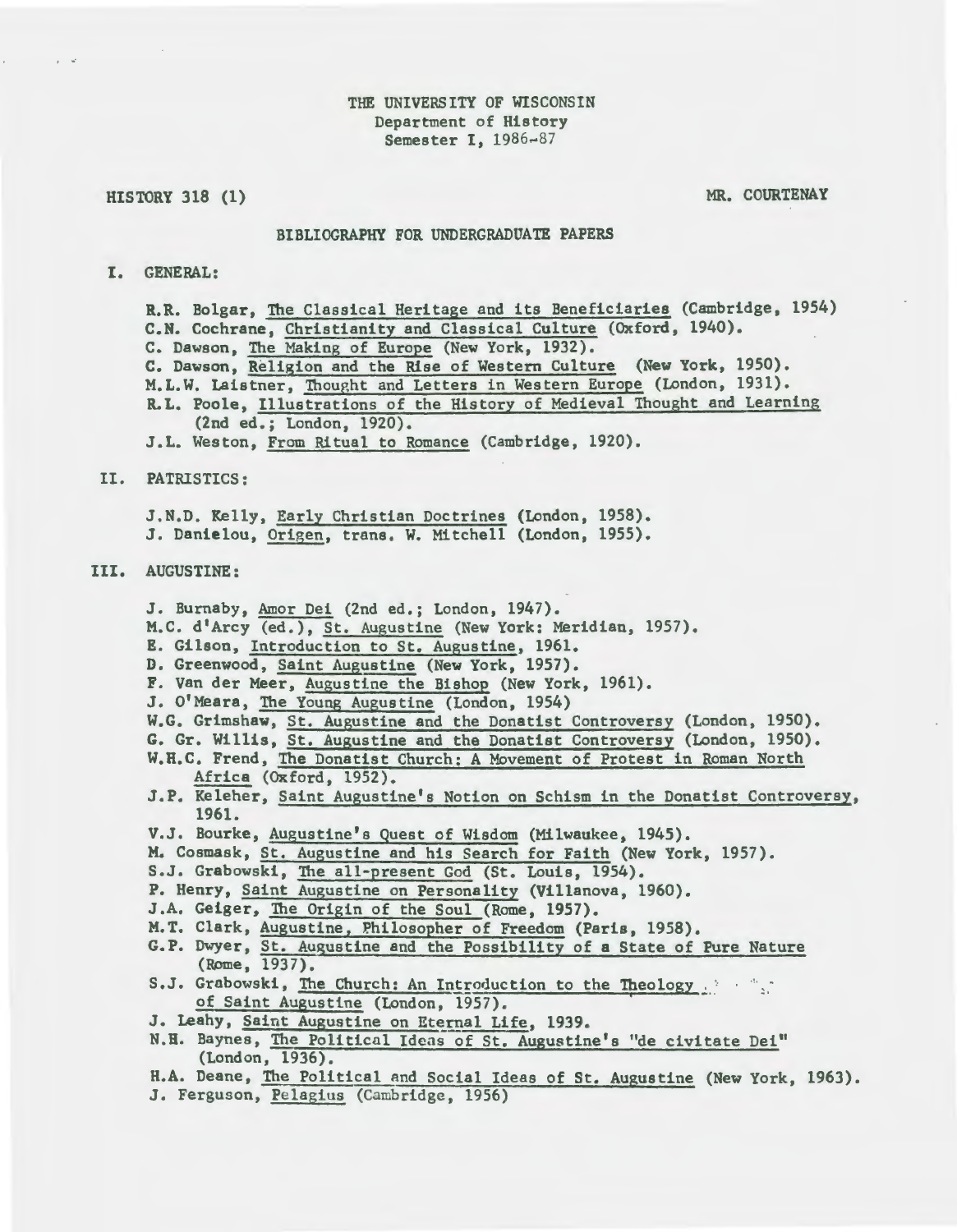THE UNIVERSITY OF WISCONSIN
Department of History
Semester I, 1986-87

HISTORY 318 (1) MR. COURTENAY

BIBLIOGRAPHY FOR UNDERGRADUATE PAPERS

## I. GENERAL:

R.R. Bolgar, The Classical Heritage and its Beneficiaries (Cambridge, 1954)
C.N. Cochrane, Christianity and Classical Culture (Oxford, 1940).
C. Dawson, The Making of Europe (New York, 1932).
C. Dawson, Religion and the Rise of Western Culture (New York, 1950).
M.L.W. Laistner, Thought and Letters in Western Europe (London, 1931).
R.L. Poole, Illustrations of the History of Medieval Thought and Learning (2nd ed.; London, 1920).
J.L. Weston, From Ritual to Romance (Cambridge, 1920).

## II. PATRISTICS:

J.N.D. Kelly, Early Christian Doctrines (London, 1958).
J. Danielou, Origen, trans. W. Mitchell (London, 1955).

## III. AUGUSTINE:

J. Burnaby, Amor Dei (2nd ed.; London, 1947).
M.C. d'Arcy (ed.), St. Augustine (New York: Meridian, 1957).
E. Gilson, Introduction to St. Augustine, 1961.
D. Greenwood, Saint Augustine (New York, 1957).
F. Van der Meer, Augustine the Bishop (New York, 1961).
J. O'Meara, The Young Augustine (London, 1954)
W.G. Grimshaw, St. Augustine and the Donatist Controversy (London, 1950).
G. Gr. Willis, St. Augustine and the Donatist Controversy (London, 1950).
W.H.C. Frend, The Donatist Church: A Movement of Protest in Roman North Africa (Oxford, 1952).
J.P. Keleher, Saint Augustine's Notion on Schism in the Donatist Controversy, 1961.
V.J. Bourke, Augustine's Quest of Wisdom (Milwaukee, 1945).
M. Cosmask, St. Augustine and his Search for Faith (New York, 1957).
S.J. Grabowski, The all-present God (St. Louis, 1954).
P. Henry, Saint Augustine on Personality (Villanova, 1960).
J.A. Geiger, The Origin of the Soul (Rome, 1957).
M.T. Clark, Augustine, Philosopher of Freedom (Paris, 1958).
G.P. Dwyer, St. Augustine and the Possibility of a State of Pure Nature (Rome, 1937).
S.J. Grabowski, The Church: An Introduction to the Theology of Saint Augustine (London, 1957).
J. Leahy, Saint Augustine on Eternal Life, 1939.
N.H. Baynes, The Political Ideas of St. Augustine's "de civitate Dei" (London, 1936).
H.A. Deane, The Political and Social Ideas of St. Augustine (New York, 1963).
J. Ferguson, Pelagius (Cambridge, 1956)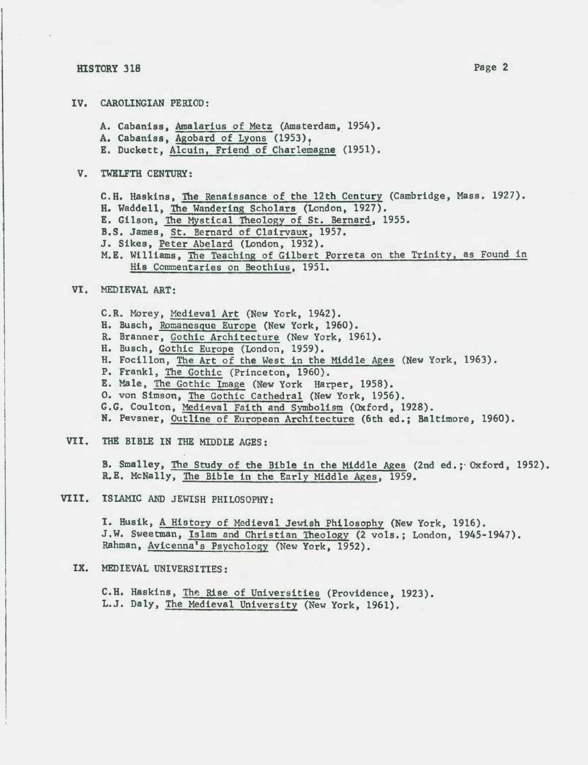## IV. CAROLINGIAN PERIOD:

- A. Cabaniss, Amalarius of Metz (Amsterdam, 1954).
- A. Cabaniss, Agobard of Lyons (1953).
- E. Duckett, Alcuin, Friend of Charlemagne (1951).

## V. TWELFTH CENTURY:

- C.H. Haskins, The Renaissance of the 12th Century (Cambridge, Mass. 1927).
- H. Waddell, The Wandering Scholars (London, 1927).
- E. Gilson, The Mystical Theology of St. Bernard, 1955.
- B.S. James, St. Bernard of Clairvaux, 1957.
- J. Sikes, Peter Abelard (London, 1932).
- M.E. Williams, The Teaching of Gilbert Porreta on the Trinity, as Found in His Commentaries on Beothius, 1951.

## VI. MEDIEVAL ART:

- C.R. Morey, Medieval Art (New York, 1942).
- H. Busch, Romanesque Europe (New York, 1960).
- R. Branner, Gothic Architecture (New York, 1961).
- H. Busch, Gothic Europe (London, 1959).
- H. Focillon, The Art of the West in the Middle Ages (New York, 1963).
- P. Frankl, The Gothic (Princeton, 1960).
- E. Male, The Gothic Image (New York Harper, 1958).
- O. von Simson, The Gothic Cathedral (New York, 1956).
- G.G. Coulton, Medieval Faith and Symbolism (Oxford, 1928).
- N. Pevsner, Outline of European Architecture (6th ed.; Baltimore, 1960).

## VII. THE BIBLE IN THE MIDDLE AGES:

- B. Smalley, The Study of the Bible in the Middle Ages (2nd ed.; Oxford, 1952).
- R.E. McNally, The Bible in the Early Middle Ages, 1959.

## VIII. ISLAMIC AND JEWISH PHILOSOPHY:

- I. Husik, A History of Medieval Jewish Philosophy (New York, 1916).
- J.W. Sweetman, Islam and Christian Theology (2 vols.; London, 1945-1947).
- Rahman, Avicenna's Psychology (New York, 1952).

## IX. MEDIEVAL UNIVERSITIES:

- C.H. Haskins, The Rise of Universities (Providence, 1923).
- L.J. Daly, The Medieval University (New York, 1961).